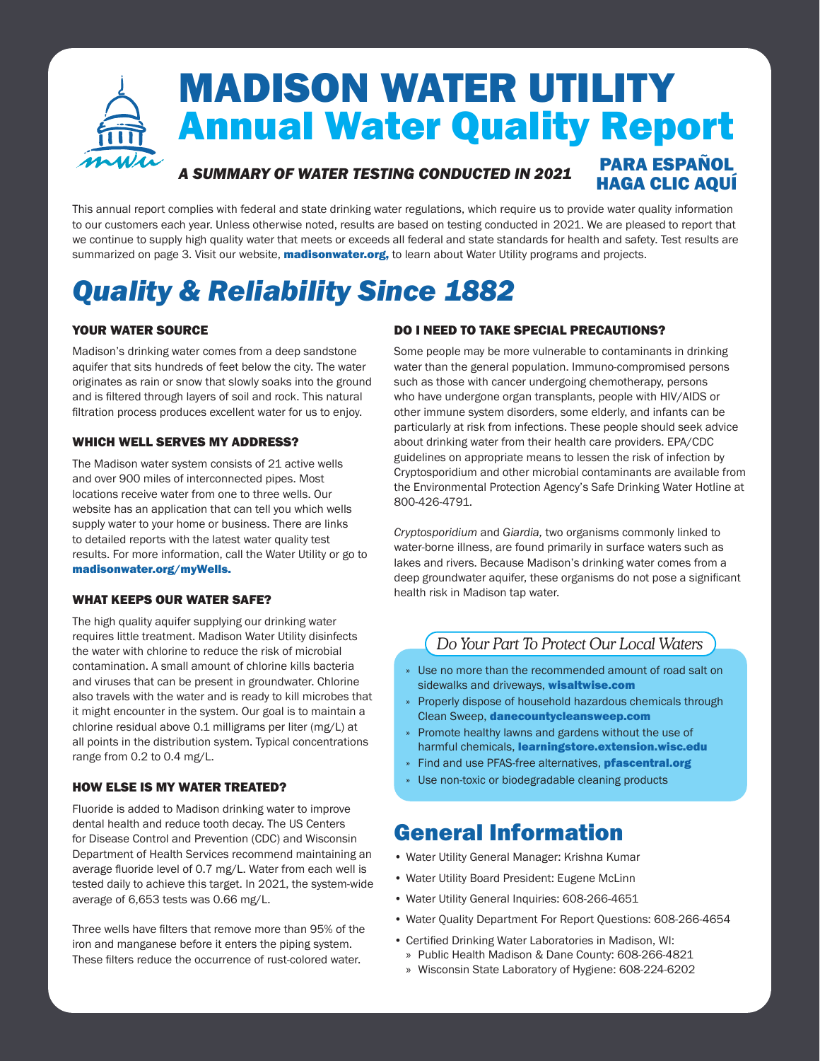# MADISON WATER UTILITY
# Annual Water Quality Report

*A SUMMARY OF WATER TESTING CONDUCTED IN 2021*

**PARA ESPAÑOL HAGA CLIC AQUÍ**

This annual report complies with federal and state drinking water regulations, which require us to provide water quality information to our customers each year. Unless otherwise noted, results are based on testing conducted in 2021. We are pleased to report that we continue to supply high quality water that meets or exceeds all federal and state standards for health and safety. Test results are summarized on page 3. Visit our website, **madisonwater.org,** to learn about Water Utility programs and projects.

## *Quality & Reliability Since 1882*

### YOUR WATER SOURCE

Madison's drinking water comes from a deep sandstone aquifer that sits hundreds of feet below the city. The water originates as rain or snow that slowly soaks into the ground and is filtered through layers of soil and rock. This natural filtration process produces excellent water for us to enjoy.

### WHICH WELL SERVES MY ADDRESS?

The Madison water system consists of 21 active wells and over 900 miles of interconnected pipes. Most locations receive water from one to three wells. Our website has an application that can tell you which wells supply water to your home or business. There are links to detailed reports with the latest water quality test results. For more information, call the Water Utility or go to **madisonwater.org/myWells.**

### WHAT KEEPS OUR WATER SAFE?

The high quality aquifer supplying our drinking water requires little treatment. Madison Water Utility disinfects the water with chlorine to reduce the risk of microbial contamination. A small amount of chlorine kills bacteria and viruses that can be present in groundwater. Chlorine also travels with the water and is ready to kill microbes that it might encounter in the system. Our goal is to maintain a chlorine residual above 0.1 milligrams per liter (mg/L) at all points in the distribution system. Typical concentrations range from 0.2 to 0.4 mg/L.

### HOW ELSE IS MY WATER TREATED?

Fluoride is added to Madison drinking water to improve dental health and reduce tooth decay. The US Centers for Disease Control and Prevention (CDC) and Wisconsin Department of Health Services recommend maintaining an average fluoride level of 0.7 mg/L. Water from each well is tested daily to achieve this target. In 2021, the system-wide average of 6,653 tests was 0.66 mg/L.

Three wells have filters that remove more than 95% of the iron and manganese before it enters the piping system. These filters reduce the occurrence of rust-colored water.

### DO I NEED TO TAKE SPECIAL PRECAUTIONS?

Some people may be more vulnerable to contaminants in drinking water than the general population. Immuno-compromised persons such as those with cancer undergoing chemotherapy, persons who have undergone organ transplants, people with HIV/AIDS or other immune system disorders, some elderly, and infants can be particularly at risk from infections. These people should seek advice about drinking water from their health care providers. EPA/CDC guidelines on appropriate means to lessen the risk of infection by Cryptosporidium and other microbial contaminants are available from the Environmental Protection Agency's Safe Drinking Water Hotline at 800-426-4791.

*Cryptosporidium* and *Giardia,* two organisms commonly linked to water-borne illness, are found primarily in surface waters such as lakes and rivers. Because Madison's drinking water comes from a deep groundwater aquifer, these organisms do not pose a significant health risk in Madison tap water.

### *Do Your Part To Protect Our Local Waters*

- Use no more than the recommended amount of road salt on sidewalks and driveways, **wisaltwise.com**
- Properly dispose of household hazardous chemicals through Clean Sweep, **danecountycleansweep.com**
- Promote healthy lawns and gardens without the use of harmful chemicals, **learningstore.extension.wisc.edu**
- Find and use PFAS-free alternatives, **pfascentral.org**
- Use non-toxic or biodegradable cleaning products

## General Information

- Water Utility General Manager: Krishna Kumar
- Water Utility Board President: Eugene McLinn
- Water Utility General Inquiries: 608-266-4651
- Water Quality Department For Report Questions: 608-266-4654
- Certified Drinking Water Laboratories in Madison, WI:
  - Public Health Madison & Dane County: 608-266-4821
  - Wisconsin State Laboratory of Hygiene: 608-224-6202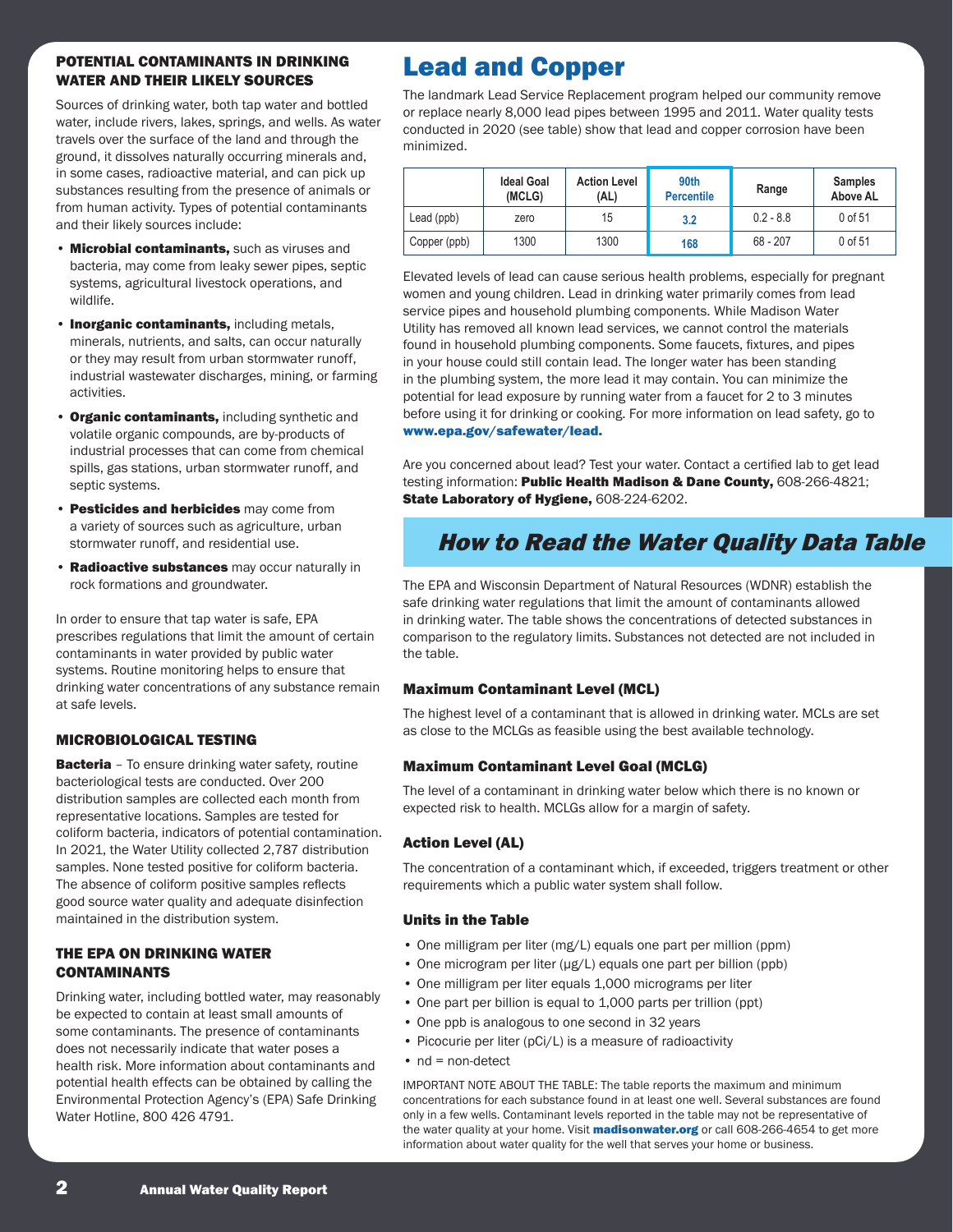## POTENTIAL CONTAMINANTS IN DRINKING WATER AND THEIR LIKELY SOURCES

Sources of drinking water, both tap water and bottled water, include rivers, lakes, springs, and wells. As water travels over the surface of the land and through the ground, it dissolves naturally occurring minerals and, in some cases, radioactive material, and can pick up substances resulting from the presence of animals or from human activity. Types of potential contaminants and their likely sources include:

- **Microbial contaminants,** such as viruses and bacteria, may come from leaky sewer pipes, septic systems, agricultural livestock operations, and wildlife.
- **Inorganic contaminants,** including metals, minerals, nutrients, and salts, can occur naturally or they may result from urban stormwater runoff, industrial wastewater discharges, mining, or farming activities.
- **Organic contaminants,** including synthetic and volatile organic compounds, are by-products of industrial processes that can come from chemical spills, gas stations, urban stormwater runoff, and septic systems.
- **Pesticides and herbicides** may come from a variety of sources such as agriculture, urban stormwater runoff, and residential use.
- **Radioactive substances** may occur naturally in rock formations and groundwater.

In order to ensure that tap water is safe, EPA prescribes regulations that limit the amount of certain contaminants in water provided by public water systems. Routine monitoring helps to ensure that drinking water concentrations of any substance remain at safe levels.

## MICROBIOLOGICAL TESTING

**Bacteria** – To ensure drinking water safety, routine bacteriological tests are conducted. Over 200 distribution samples are collected each month from representative locations. Samples are tested for coliform bacteria, indicators of potential contamination. In 2021, the Water Utility collected 2,787 distribution samples. None tested positive for coliform bacteria. The absence of coliform positive samples reflects good source water quality and adequate disinfection maintained in the distribution system.

## THE EPA ON DRINKING WATER CONTAMINANTS

Drinking water, including bottled water, may reasonably be expected to contain at least small amounts of some contaminants. The presence of contaminants does not necessarily indicate that water poses a health risk. More information about contaminants and potential health effects can be obtained by calling the Environmental Protection Agency's (EPA) Safe Drinking Water Hotline, 800 426 4791.

# Lead and Copper

The landmark Lead Service Replacement program helped our community remove or replace nearly 8,000 lead pipes between 1995 and 2011. Water quality tests conducted in 2020 (see table) show that lead and copper corrosion have been minimized.

| | Ideal Goal (MCLG) | Action Level (AL) | 90th Percentile | Range | Samples Above AL |
|---|---|---|---|---|---|
| Lead (ppb) | zero | 15 | 3.2 | 0.2 - 8.8 | 0 of 51 |
| Copper (ppb) | 1300 | 1300 | 168 | 68 - 207 | 0 of 51 |

Elevated levels of lead can cause serious health problems, especially for pregnant women and young children. Lead in drinking water primarily comes from lead service pipes and household plumbing components. While Madison Water Utility has removed all known lead services, we cannot control the materials found in household plumbing components. Some faucets, fixtures, and pipes in your house could still contain lead. The longer water has been standing in the plumbing system, the more lead it may contain. You can minimize the potential for lead exposure by running water from a faucet for 2 to 3 minutes before using it for drinking or cooking. For more information on lead safety, go to **www.epa.gov/safewater/lead.**

Are you concerned about lead? Test your water. Contact a certified lab to get lead testing information: **Public Health Madison & Dane County,** 608-266-4821; **State Laboratory of Hygiene,** 608-224-6202.

## *How to Read the Water Quality Data Table*

The EPA and Wisconsin Department of Natural Resources (WDNR) establish the safe drinking water regulations that limit the amount of contaminants allowed in drinking water. The table shows the concentrations of detected substances in comparison to the regulatory limits. Substances not detected are not included in the table.

### Maximum Contaminant Level (MCL)

The highest level of a contaminant that is allowed in drinking water. MCLs are set as close to the MCLGs as feasible using the best available technology.

### Maximum Contaminant Level Goal (MCLG)

The level of a contaminant in drinking water below which there is no known or expected risk to health. MCLGs allow for a margin of safety.

### Action Level (AL)

The concentration of a contaminant which, if exceeded, triggers treatment or other requirements which a public water system shall follow.

### Units in the Table

- One milligram per liter (mg/L) equals one part per million (ppm)
- One microgram per liter (µg/L) equals one part per billion (ppb)
- One milligram per liter equals 1,000 micrograms per liter
- One part per billion is equal to 1,000 parts per trillion (ppt)
- One ppb is analogous to one second in 32 years
- Picocurie per liter (pCi/L) is a measure of radioactivity
- nd = non-detect

IMPORTANT NOTE ABOUT THE TABLE: The table reports the maximum and minimum concentrations for each substance found in at least one well. Several substances are found only in a few wells. Contaminant levels reported in the table may not be representative of the water quality at your home. Visit **madisonwater.org** or call 608-266-4654 to get more information about water quality for the well that serves your home or business.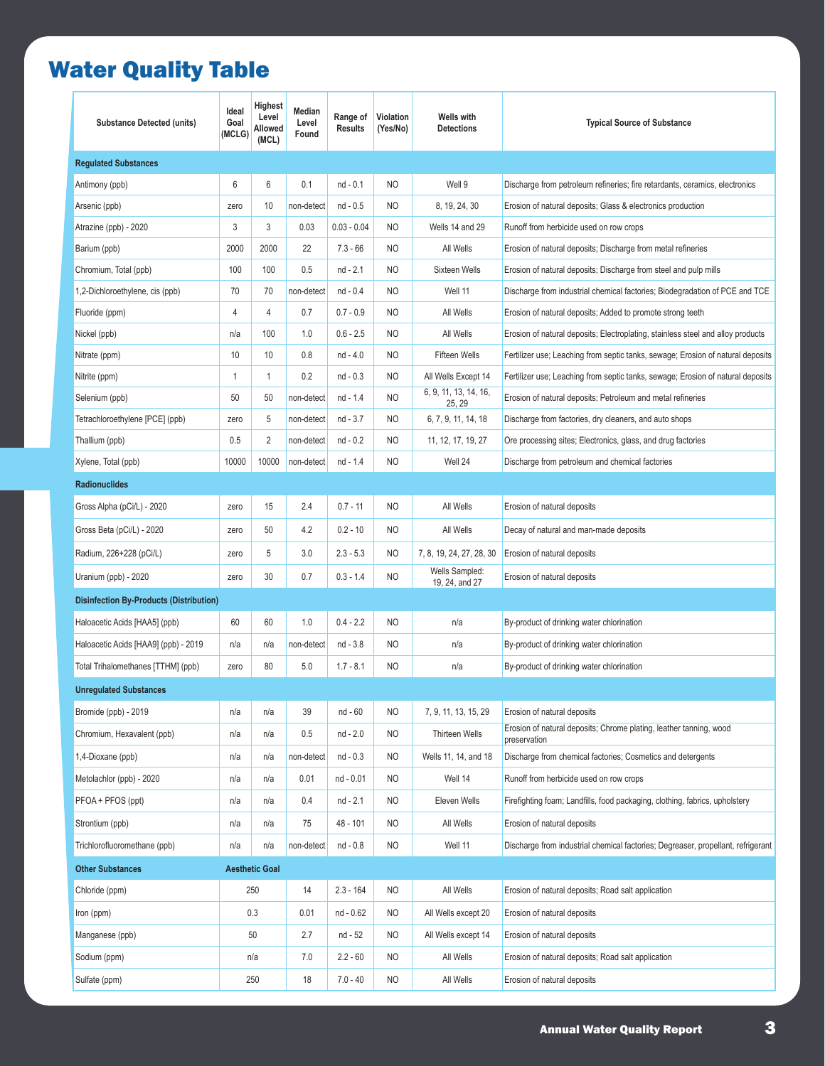# Water Quality Table

| Substance Detected (units) | Ideal Goal (MCLG) | Highest Level Allowed (MCL) | Median Level Found | Range of Results | Violation (Yes/No) | Wells with Detections | Typical Source of Substance |
|---|---|---|---|---|---|---|---|
| **Regulated Substances** | | | | | | | |
| Antimony (ppb) | 6 | 6 | 0.1 | nd - 0.1 | NO | Well 9 | Discharge from petroleum refineries; fire retardants, ceramics, electronics |
| Arsenic (ppb) | zero | 10 | non-detect | nd - 0.5 | NO | 8, 19, 24, 30 | Erosion of natural deposits; Glass & electronics production |
| Atrazine (ppb) - 2020 | 3 | 3 | 0.03 | 0.03 - 0.04 | NO | Wells 14 and 29 | Runoff from herbicide used on row crops |
| Barium (ppb) | 2000 | 2000 | 22 | 7.3 - 66 | NO | All Wells | Erosion of natural deposits; Discharge from metal refineries |
| Chromium, Total (ppb) | 100 | 100 | 0.5 | nd - 2.1 | NO | Sixteen Wells | Erosion of natural deposits; Discharge from steel and pulp mills |
| 1,2-Dichloroethylene, cis (ppb) | 70 | 70 | non-detect | nd - 0.4 | NO | Well 11 | Discharge from industrial chemical factories; Biodegradation of PCE and TCE |
| Fluoride (ppm) | 4 | 4 | 0.7 | 0.7 - 0.9 | NO | All Wells | Erosion of natural deposits; Added to promote strong teeth |
| Nickel (ppb) | n/a | 100 | 1.0 | 0.6 - 2.5 | NO | All Wells | Erosion of natural deposits; Electroplating, stainless steel and alloy products |
| Nitrate (ppm) | 10 | 10 | 0.8 | nd - 4.0 | NO | Fifteen Wells | Fertilizer use; Leaching from septic tanks, sewage; Erosion of natural deposits |
| Nitrite (ppm) | 1 | 1 | 0.2 | nd - 0.3 | NO | All Wells Except 14 | Fertilizer use; Leaching from septic tanks, sewage; Erosion of natural deposits |
| Selenium (ppb) | 50 | 50 | non-detect | nd - 1.4 | NO | 6, 9, 11, 13, 14, 16, 25, 29 | Erosion of natural deposits; Petroleum and metal refineries |
| Tetrachloroethylene [PCE] (ppb) | zero | 5 | non-detect | nd - 3.7 | NO | 6, 7, 9, 11, 14, 18 | Discharge from factories, dry cleaners, and auto shops |
| Thallium (ppb) | 0.5 | 2 | non-detect | nd - 0.2 | NO | 11, 12, 17, 19, 27 | Ore processing sites; Electronics, glass, and drug factories |
| Xylene, Total (ppb) | 10000 | 10000 | non-detect | nd - 1.4 | NO | Well 24 | Discharge from petroleum and chemical factories |
| **Radionuclides** | | | | | | | |
| Gross Alpha (pCi/L) - 2020 | zero | 15 | 2.4 | 0.7 - 11 | NO | All Wells | Erosion of natural deposits |
| Gross Beta (pCi/L) - 2020 | zero | 50 | 4.2 | 0.2 - 10 | NO | All Wells | Decay of natural and man-made deposits |
| Radium, 226+228 (pCi/L) | zero | 5 | 3.0 | 2.3 - 5.3 | NO | 7, 8, 19, 24, 27, 28, 30 | Erosion of natural deposits |
| Uranium (ppb) - 2020 | zero | 30 | 0.7 | 0.3 - 1.4 | NO | Wells Sampled: 19, 24, and 27 | Erosion of natural deposits |
| **Disinfection By-Products (Distribution)** | | | | | | | |
| Haloacetic Acids [HAA5] (ppb) | 60 | 60 | 1.0 | 0.4 - 2.2 | NO | n/a | By-product of drinking water chlorination |
| Haloacetic Acids [HAA9] (ppb) - 2019 | n/a | n/a | non-detect | nd - 3.8 | NO | n/a | By-product of drinking water chlorination |
| Total Trihalomethanes [TTHM] (ppb) | zero | 80 | 5.0 | 1.7 - 8.1 | NO | n/a | By-product of drinking water chlorination |
| **Unregulated Substances** | | | | | | | |
| Bromide (ppb) - 2019 | n/a | n/a | 39 | nd - 60 | NO | 7, 9, 11, 13, 15, 29 | Erosion of natural deposits |
| Chromium, Hexavalent (ppb) | n/a | n/a | 0.5 | nd - 2.0 | NO | Thirteen Wells | Erosion of natural deposits; Chrome plating, leather tanning, wood preservation |
| 1,4-Dioxane (ppb) | n/a | n/a | non-detect | nd - 0.3 | NO | Wells 11, 14, and 18 | Discharge from chemical factories; Cosmetics and detergents |
| Metolachlor (ppb) - 2020 | n/a | n/a | 0.01 | nd - 0.01 | NO | Well 14 | Runoff from herbicide used on row crops |
| PFOA + PFOS (ppt) | n/a | n/a | 0.4 | nd - 2.1 | NO | Eleven Wells | Firefighting foam; Landfills, food packaging, clothing, fabrics, upholstery |
| Strontium (ppb) | n/a | n/a | 75 | 48 - 101 | NO | All Wells | Erosion of natural deposits |
| Trichlorofluoromethane (ppb) | n/a | n/a | non-detect | nd - 0.8 | NO | Well 11 | Discharge from industrial chemical factories; Degreaser, propellant, refrigerant |
| **Other Substances** | **Aesthetic Goal** | | | | | | |
| Chloride (ppm) | 250 | | 14 | 2.3 - 164 | NO | All Wells | Erosion of natural deposits; Road salt application |
| Iron (ppm) | 0.3 | | 0.01 | nd - 0.62 | NO | All Wells except 20 | Erosion of natural deposits |
| Manganese (ppb) | 50 | | 2.7 | nd - 52 | NO | All Wells except 14 | Erosion of natural deposits |
| Sodium (ppm) | n/a | | 7.0 | 2.2 - 60 | NO | All Wells | Erosion of natural deposits; Road salt application |
| Sulfate (ppm) | 250 | | 18 | 7.0 - 40 | NO | All Wells | Erosion of natural deposits |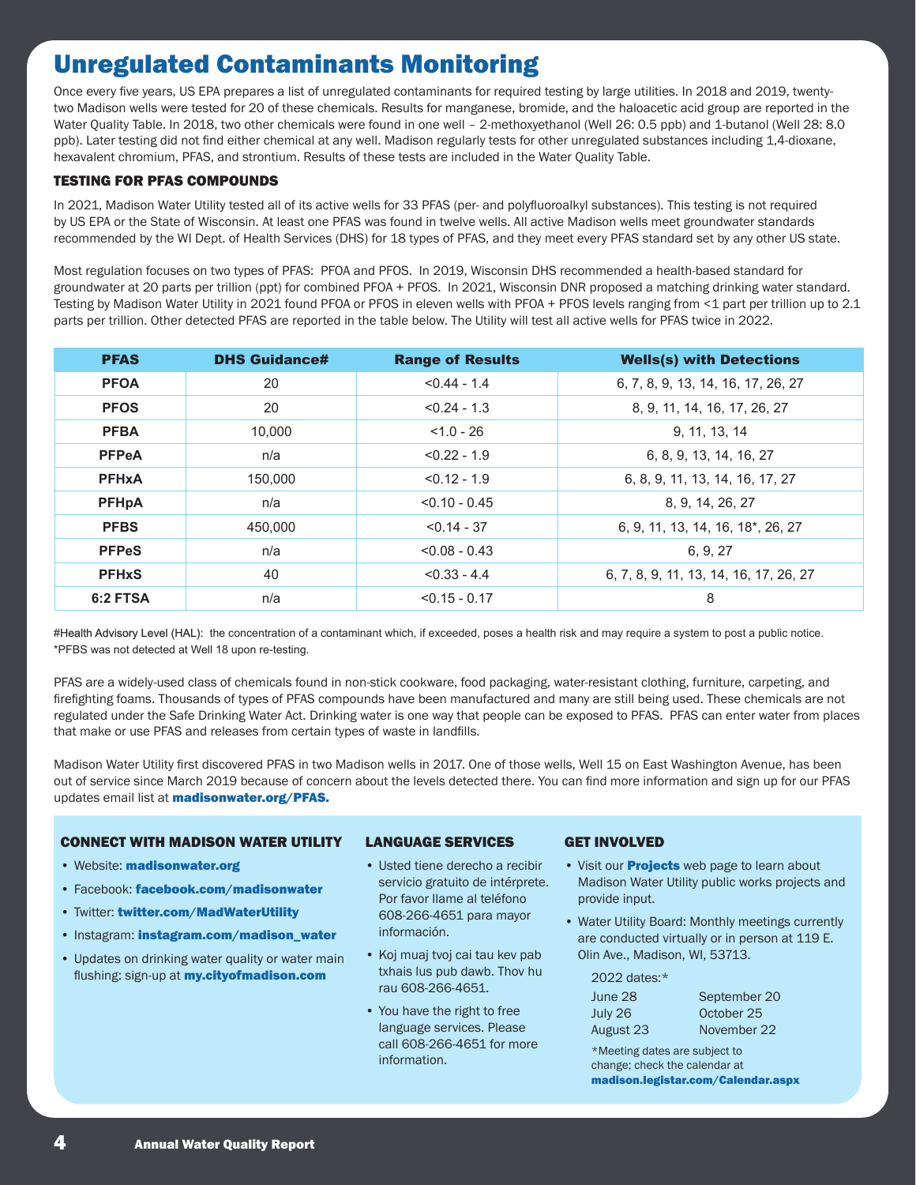# Unregulated Contaminants Monitoring

Once every five years, US EPA prepares a list of unregulated contaminants for required testing by large utilities. In 2018 and 2019, twenty-two Madison wells were tested for 20 of these chemicals. Results for manganese, bromide, and the haloacetic acid group are reported in the Water Quality Table. In 2018, two other chemicals were found in one well – 2-methoxyethanol (Well 26: 0.5 ppb) and 1-butanol (Well 28: 8.0 ppb). Later testing did not find either chemical at any well. Madison regularly tests for other unregulated substances including 1,4-dioxane, hexavalent chromium, PFAS, and strontium. Results of these tests are included in the Water Quality Table.

## TESTING FOR PFAS COMPOUNDS

In 2021, Madison Water Utility tested all of its active wells for 33 PFAS (per- and polyfluoroalkyl substances). This testing is not required by US EPA or the State of Wisconsin. At least one PFAS was found in twelve wells. All active Madison wells meet groundwater standards recommended by the WI Dept. of Health Services (DHS) for 18 types of PFAS, and they meet every PFAS standard set by any other US state.

Most regulation focuses on two types of PFAS: PFOA and PFOS. In 2019, Wisconsin DHS recommended a health-based standard for groundwater at 20 parts per trillion (ppt) for combined PFOA + PFOS. In 2021, Wisconsin DNR proposed a matching drinking water standard. Testing by Madison Water Utility in 2021 found PFOA or PFOS in eleven wells with PFOA + PFOS levels ranging from <1 part per trillion up to 2.1 parts per trillion. Other detected PFAS are reported in the table below. The Utility will test all active wells for PFAS twice in 2022.

| PFAS | DHS Guidance# | Range of Results | Wells(s) with Detections |
|---|---|---|---|
| PFOA | 20 | <0.44 - 1.4 | 6, 7, 8, 9, 13, 14, 16, 17, 26, 27 |
| PFOS | 20 | <0.24 - 1.3 | 8, 9, 11, 14, 16, 17, 26, 27 |
| PFBA | 10,000 | <1.0 - 26 | 9, 11, 13, 14 |
| PFPeA | n/a | <0.22 - 1.9 | 6, 8, 9, 13, 14, 16, 27 |
| PFHxA | 150,000 | <0.12 - 1.9 | 6, 8, 9, 11, 13, 14, 16, 17, 27 |
| PFHpA | n/a | <0.10 - 0.45 | 8, 9, 14, 26, 27 |
| PFBS | 450,000 | <0.14 - 37 | 6, 9, 11, 13, 14, 16, 18*, 26, 27 |
| PFPeS | n/a | <0.08 - 0.43 | 6, 9, 27 |
| PFHxS | 40 | <0.33 - 4.4 | 6, 7, 8, 9, 11, 13, 14, 16, 17, 26, 27 |
| 6:2 FTSA | n/a | <0.15 - 0.17 | 8 |

#Health Advisory Level (HAL): the concentration of a contaminant which, if exceeded, poses a health risk and may require a system to post a public notice.
*PFBS was not detected at Well 18 upon re-testing.

PFAS are a widely-used class of chemicals found in non-stick cookware, food packaging, water-resistant clothing, furniture, carpeting, and firefighting foams. Thousands of types of PFAS compounds have been manufactured and many are still being used. These chemicals are not regulated under the Safe Drinking Water Act. Drinking water is one way that people can be exposed to PFAS. PFAS can enter water from places that make or use PFAS and releases from certain types of waste in landfills.

Madison Water Utility first discovered PFAS in two Madison wells in 2017. One of those wells, Well 15 on East Washington Avenue, has been out of service since March 2019 because of concern about the levels detected there. You can find more information and sign up for our PFAS updates email list at **madisonwater.org/PFAS.**

### CONNECT WITH MADISON WATER UTILITY

- Website: **madisonwater.org**
- Facebook: **facebook.com/madisonwater**
- Twitter: **twitter.com/MadWaterUtility**
- Instagram: **instagram.com/madison_water**
- Updates on drinking water quality or water main flushing: sign-up at **my.cityofmadison.com**

### LANGUAGE SERVICES

- Usted tiene derecho a recibir servicio gratuito de intérprete. Por favor llame al teléfono 608-266-4651 para mayor información.
- Koj muaj tvoj cai tau kev pab txhais lus pub dawb. Thov hu rau 608-266-4651.
- You have the right to free language services. Please call 608-266-4651 for more information.

### GET INVOLVED

- Visit our **Projects** web page to learn about Madison Water Utility public works projects and provide input.
- Water Utility Board: Monthly meetings currently are conducted virtually or in person at 119 E. Olin Ave., Madison, WI, 53713.

2022 dates:*

| | |
|---|---|
| June 28 | September 20 |
| July 26 | October 25 |
| August 23 | November 22 |

*Meeting dates are subject to change; check the calendar at **madison.legistar.com/Calendar.aspx**